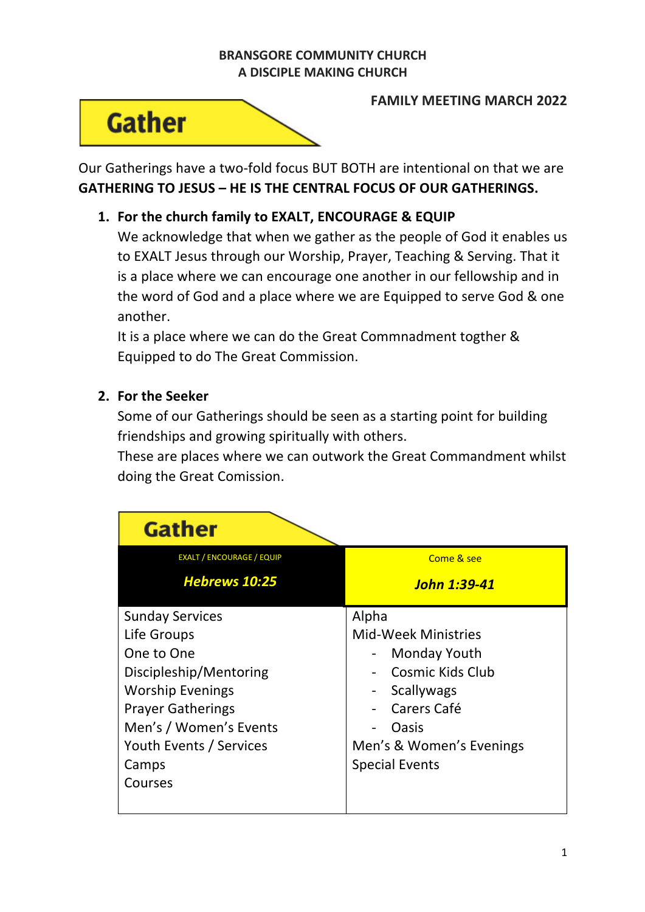**BRANSGORE COMMUNITY CHURCH**
**A DISCIPLE MAKING CHURCH**

**FAMILY MEETING MARCH 2022**

# Gather

Our Gatherings have a two-fold focus BUT BOTH are intentional on that we are **GATHERING TO JESUS – HE IS THE CENTRAL FOCUS OF OUR GATHERINGS.**

1. **For the church family to EXALT, ENCOURAGE & EQUIP**
   We acknowledge that when we gather as the people of God it enables us to EXALT Jesus through our Worship, Prayer, Teaching & Serving. That it is a place where we can encourage one another in our fellowship and in the word of God and a place where we are Equipped to serve God & one another.
   It is a place where we can do the Great Commnadment togther & Equipped to do The Great Commission.

2. **For the Seeker**
   Some of our Gatherings should be seen as a starting point for building friendships and growing spiritually with others.
   These are places where we can outwork the Great Commandment whilst doing the Great Comission.

## Gather

| EXALT / ENCOURAGE / EQUIP<br>***Hebrews 10:25*** | Come & see<br>***John 1:39-41*** |
|---|---|
| Sunday Services<br>Life Groups<br>One to One<br>Discipleship/Mentoring<br>Worship Evenings<br>Prayer Gatherings<br>Men's / Women's Events<br>Youth Events / Services<br>Camps<br>Courses | Alpha<br>Mid-Week Ministries<br>- Monday Youth<br>- Cosmic Kids Club<br>- Scallywags<br>- Carers Café<br>- Oasis<br>Men's & Women's Evenings<br>Special Events |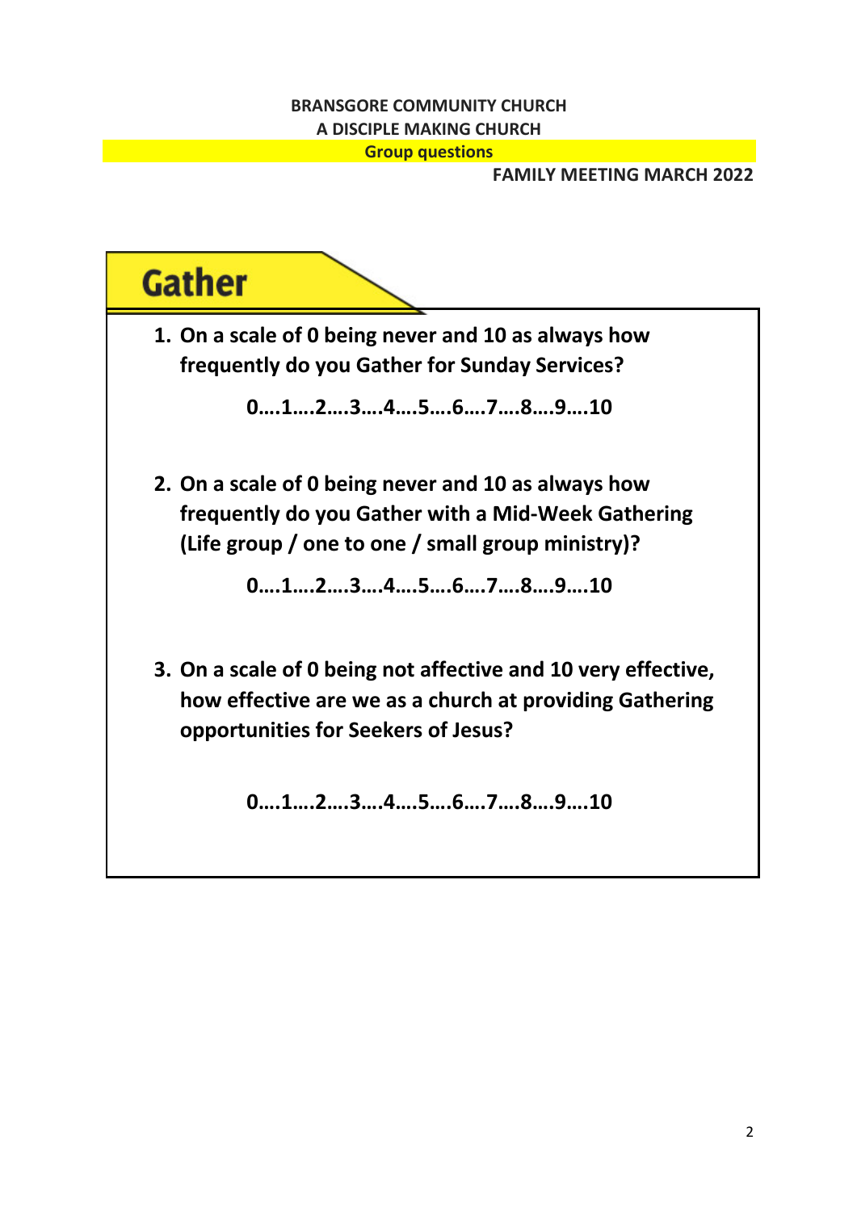**BRANSGORE COMMUNITY CHURCH**

**A DISCIPLE MAKING CHURCH**

**Group questions**

**FAMILY MEETING MARCH 2022**

## Gather

1. **On a scale of 0 being never and 10 as always how frequently do you Gather for Sunday Services?**

   **0….1….2….3….4….5….6….7….8….9….10**

2. **On a scale of 0 being never and 10 as always how frequently do you Gather with a Mid-Week Gathering (Life group / one to one / small group ministry)?**

   **0….1….2….3….4….5….6….7….8….9….10**

3. **On a scale of 0 being not affective and 10 very effective, how effective are we as a church at providing Gathering opportunities for Seekers of Jesus?**

   **0….1….2….3….4….5….6….7….8….9….10**